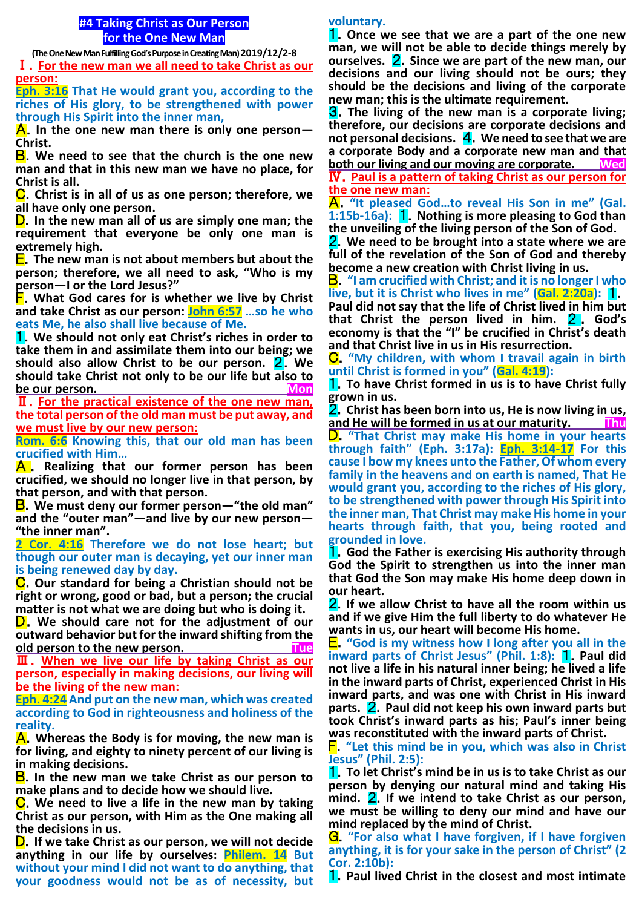# #4 Taking Christ as Our Person for the One New Man

**(The One New Man Fulfilling God's Purpose in Creating Man) 2019/12/2-8**

## Ⅰ. For the new man we all need to take Christ as our person:

**Eph. 3:16 That He would grant you, according to the riches of His glory, to be strengthened with power through His Spirit into the inner man,**

**A.** In the one new man there is only one person—Christ.

**B.** We need to see that the church is the one new man and that in this new man we have no place, for Christ is all.

**C.** Christ is in all of us as one person; therefore, we all have only one person.

**D.** In the new man all of us are simply one man; the requirement that everyone be only one man is extremely high.

**E.** The new man is not about members but about the person; therefore, we all need to ask, "Who is my person—I or the Lord Jesus?"

**F.** What God cares for is whether we live by Christ and take Christ as our person: **John 6:57 …so he who eats Me, he also shall live because of Me.**

**1.** We should not only eat Christ's riches in order to take them in and assimilate them into our being; we should also allow Christ to be our person. **2.** We should take Christ not only to be our life but also to be our person. **Mon**

## Ⅱ. For the practical existence of the one new man, the total person of the old man must be put away, and we must live by our new person:

**Rom. 6:6 Knowing this, that our old man has been crucified with Him…**

**A.** Realizing that our former person has been crucified, we should no longer live in that person, by that person, and with that person.

**B.** We must deny our former person—"the old man" and the "outer man"—and live by our new person—"the inner man".

**2 Cor. 4:16 Therefore we do not lose heart; but though our outer man is decaying, yet our inner man is being renewed day by day.**

**C.** Our standard for being a Christian should not be right or wrong, good or bad, but a person; the crucial matter is not what we are doing but who is doing it.

**D.** We should care not for the adjustment of our outward behavior but for the inward shifting from the old person to the new person. **Tue**

## Ⅲ. When we live our life by taking Christ as our person, especially in making decisions, our living will be the living of the new man:

**Eph. 4:24 And put on the new man, which was created according to God in righteousness and holiness of the reality.**

**A.** Whereas the Body is for moving, the new man is for living, and eighty to ninety percent of our living is in making decisions.

**B.** In the new man we take Christ as our person to make plans and to decide how we should live.

**C.** We need to live a life in the new man by taking Christ as our person, with Him as the One making all the decisions in us.

**D.** If we take Christ as our person, we will not decide anything in our life by ourselves: **Philem. 14 But without your mind I did not want to do anything, that your goodness would not be as of necessity, but voluntary.**

**1.** Once we see that we are a part of the one new man, we will not be able to decide things merely by ourselves. **2.** Since we are part of the new man, our decisions and our living should not be ours; they should be the decisions and living of the corporate new man; this is the ultimate requirement.

**3.** The living of the new man is a corporate living; therefore, our decisions are corporate decisions and not personal decisions. **4.** We need to see that we are a corporate Body and a corporate new man and that both our living and our moving are corporate. **Wed**

## Ⅳ. Paul is a pattern of taking Christ as our person for the one new man:

**A.** "It pleased God…to reveal His Son in me" (Gal. 1:15b-16a): **1.** Nothing is more pleasing to God than the unveiling of the living person of the Son of God.

**2.** We need to be brought into a state where we are full of the revelation of the Son of God and thereby become a new creation with Christ living in us.

**B.** "I am crucified with Christ; and it is no longer I who live, but it is Christ who lives in me" (Gal. 2:20a): **1.** Paul did not say that the life of Christ lived in him but that Christ the person lived in him. **2.** God's economy is that the "I" be crucified in Christ's death and that Christ live in us in His resurrection.

**C.** "My children, with whom I travail again in birth until Christ is formed in you" (Gal. 4:19):

**1.** To have Christ formed in us is to have Christ fully grown in us.

**2.** Christ has been born into us, He is now living in us, and He will be formed in us at our maturity. **Thu**

**D.** "That Christ may make His home in your hearts through faith" (Eph. 3:17a): **Eph. 3:14-17 For this cause I bow my knees unto the Father, Of whom every family in the heavens and on earth is named, That He would grant you, according to the riches of His glory, to be strengthened with power through His Spirit into the inner man, That Christ may make His home in your hearts through faith, that you, being rooted and grounded in love.**

**1.** God the Father is exercising His authority through God the Spirit to strengthen us into the inner man that God the Son may make His home deep down in our heart.

**2.** If we allow Christ to have all the room within us and if we give Him the full liberty to do whatever He wants in us, our heart will become His home.

**E.** "God is my witness how I long after you all in the inward parts of Christ Jesus" (Phil. 1:8): **1.** Paul did not live a life in his natural inner being; he lived a life in the inward parts of Christ, experienced Christ in His inward parts, and was one with Christ in His inward parts. **2.** Paul did not keep his own inward parts but took Christ's inward parts as his; Paul's inner being was reconstituted with the inward parts of Christ.

**F.** "Let this mind be in you, which was also in Christ Jesus" (Phil. 2:5):

**1.** To let Christ's mind be in us is to take Christ as our person by denying our natural mind and taking His mind. **2.** If we intend to take Christ as our person, we must be willing to deny our mind and have our mind replaced by the mind of Christ.

**G.** "For also what I have forgiven, if I have forgiven anything, it is for your sake in the person of Christ" (2 Cor. 2:10b):

**1.** Paul lived Christ in the closest and most intimate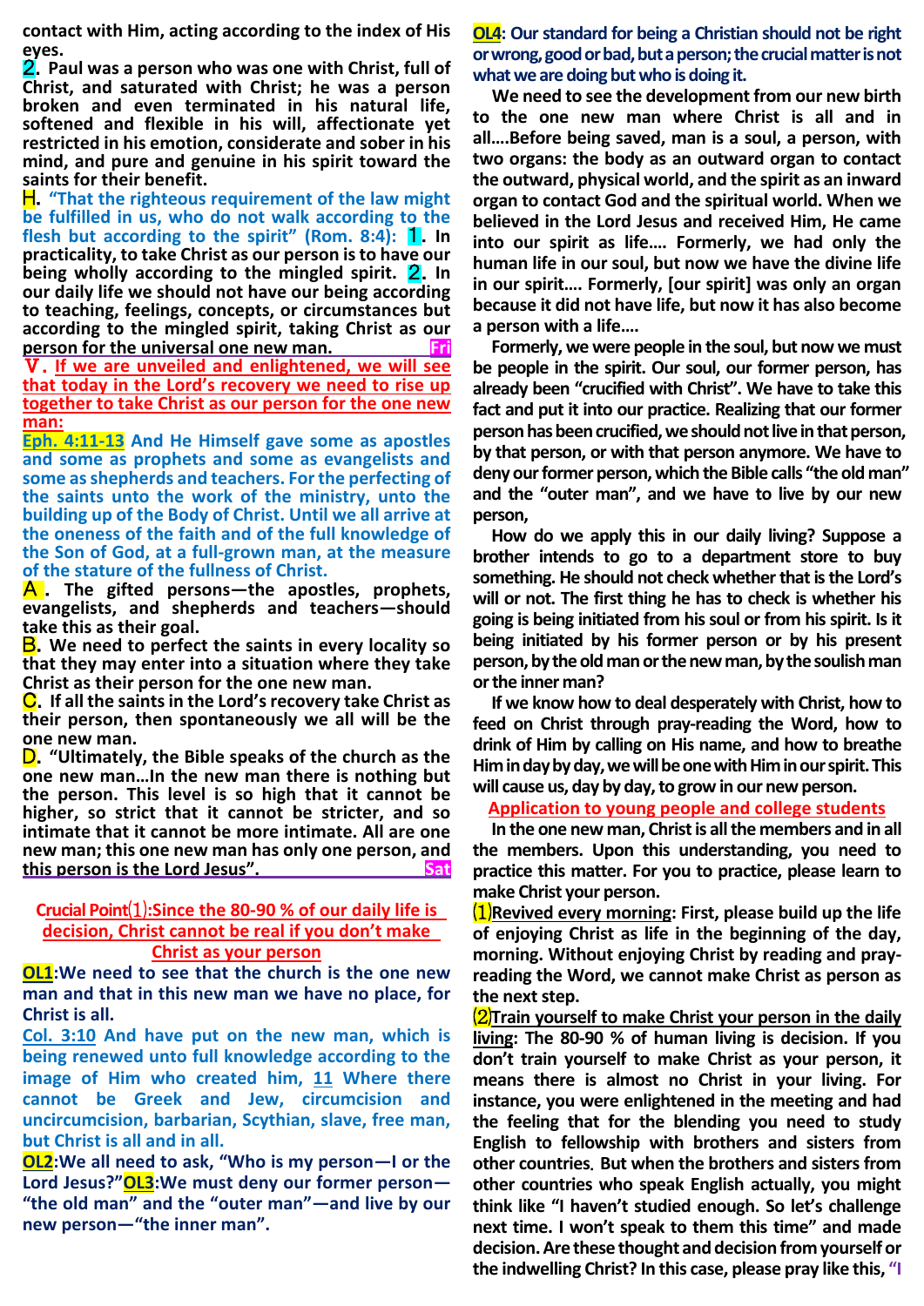contact with Him, acting according to the index of His eyes.

**2.** Paul was a person who was one with Christ, full of Christ, and saturated with Christ; he was a person broken and even terminated in his natural life, softened and flexible in his will, affectionate yet restricted in his emotion, considerate and sober in his mind, and pure and genuine in his spirit toward the saints for their benefit.

**H.** **"That the righteous requirement of the law might be fulfilled in us, who do not walk according to the flesh but according to the spirit" (Rom. 8:4):** **1.** In practicality, to take Christ as our person is to have our being wholly according to the mingled spirit. **2.** In our daily life we should not have our being according to teaching, feelings, concepts, or circumstances but according to the mingled spirit, taking Christ as our person for the universal one new man. **Fri**

**Ⅴ. If we are unveiled and enlightened, we will see that today in the Lord's recovery we need to rise up together to take Christ as our person for the one new man:**

**Eph. 4:11-13** And He Himself gave some as apostles and some as prophets and some as evangelists and some as shepherds and teachers. For the perfecting of the saints unto the work of the ministry, unto the building up of the Body of Christ. Until we all arrive at the oneness of the faith and of the full knowledge of the Son of God, at a full-grown man, at the measure of the stature of the fullness of Christ.

**A.** The gifted persons—the apostles, prophets, evangelists, and shepherds and teachers—should take this as their goal.

**B.** We need to perfect the saints in every locality so that they may enter into a situation where they take Christ as their person for the one new man.

**C.** If all the saints in the Lord's recovery take Christ as their person, then spontaneously we all will be the one new man.

**D.** "Ultimately, the Bible speaks of the church as the one new man…In the new man there is nothing but the person. This level is so high that it cannot be higher, so strict that it cannot be stricter, and so intimate that it cannot be more intimate. All are one new man; this one new man has only one person, and this person is the Lord Jesus". **Sat**

**Crucial Point⑴:Since the 80-90 % of our daily life is decision, Christ cannot be real if you don't make Christ as your person**

**OL1**:We need to see that the church is the one new man and that in this new man we have no place, for Christ is all.

**Col. 3:10** And have put on the new man, which is being renewed unto full knowledge according to the image of Him who created him, **11** Where there cannot be Greek and Jew, circumcision and uncircumcision, barbarian, Scythian, slave, free man, but Christ is all and in all.

**OL2**:We all need to ask, "Who is my person—I or the Lord Jesus?" **OL3**:We must deny our former person—"the old man" and the "outer man"—and live by our new person—"the inner man".

**OL4**: Our standard for being a Christian should not be right or wrong, good or bad, but a person; the crucial matter is not what we are doing but who is doing it.

We need to see the development from our new birth to the one new man where Christ is all and in all….Before being saved, man is a soul, a person, with two organs: the body as an outward organ to contact the outward, physical world, and the spirit as an inward organ to contact God and the spiritual world. When we believed in the Lord Jesus and received Him, He came into our spirit as life…. Formerly, we had only the human life in our soul, but now we have the divine life in our spirit…. Formerly, [our spirit] was only an organ because it did not have life, but now it has also become a person with a life….

Formerly, we were people in the soul, but now we must be people in the spirit. Our soul, our former person, has already been "crucified with Christ". We have to take this fact and put it into our practice. Realizing that our former person has been crucified, we should not live in that person, by that person, or with that person anymore. We have to deny our former person, which the Bible calls "the old man" and the "outer man", and we have to live by our new person,

How do we apply this in our daily living? Suppose a brother intends to go to a department store to buy something. He should not check whether that is the Lord's will or not. The first thing he has to check is whether his going is being initiated from his soul or from his spirit. Is it being initiated by his former person or by his present person, by the old man or the new man, by the soulish man or the inner man?

If we know how to deal desperately with Christ, how to feed on Christ through pray-reading the Word, how to drink of Him by calling on His name, and how to breathe Him in day by day, we will be one with Him in our spirit. This will cause us, day by day, to grow in our new person.

**Application to young people and college students**

In the one new man, Christ is all the members and in all the members. Upon this understanding, you need to practice this matter. For you to practice, please learn to make Christ your person.

**⑴Revived every morning**: First, please build up the life of enjoying Christ as life in the beginning of the day, morning. Without enjoying Christ by reading and pray-reading the Word, we cannot make Christ as person as the next step.

**⑵Train yourself to make Christ your person in the daily living**: The 80-90 % of human living is decision. If you don't train yourself to make Christ as your person, it means there is almost no Christ in your living. For instance, you were enlightened in the meeting and had the feeling that for the blending you need to study English to fellowship with brothers and sisters from other countries. But when the brothers and sisters from other countries who speak English actually, you might think like "I haven't studied enough. So let's challenge next time. I won't speak to them this time" and made decision. Are these thought and decision from yourself or the indwelling Christ? In this case, please pray like this, "I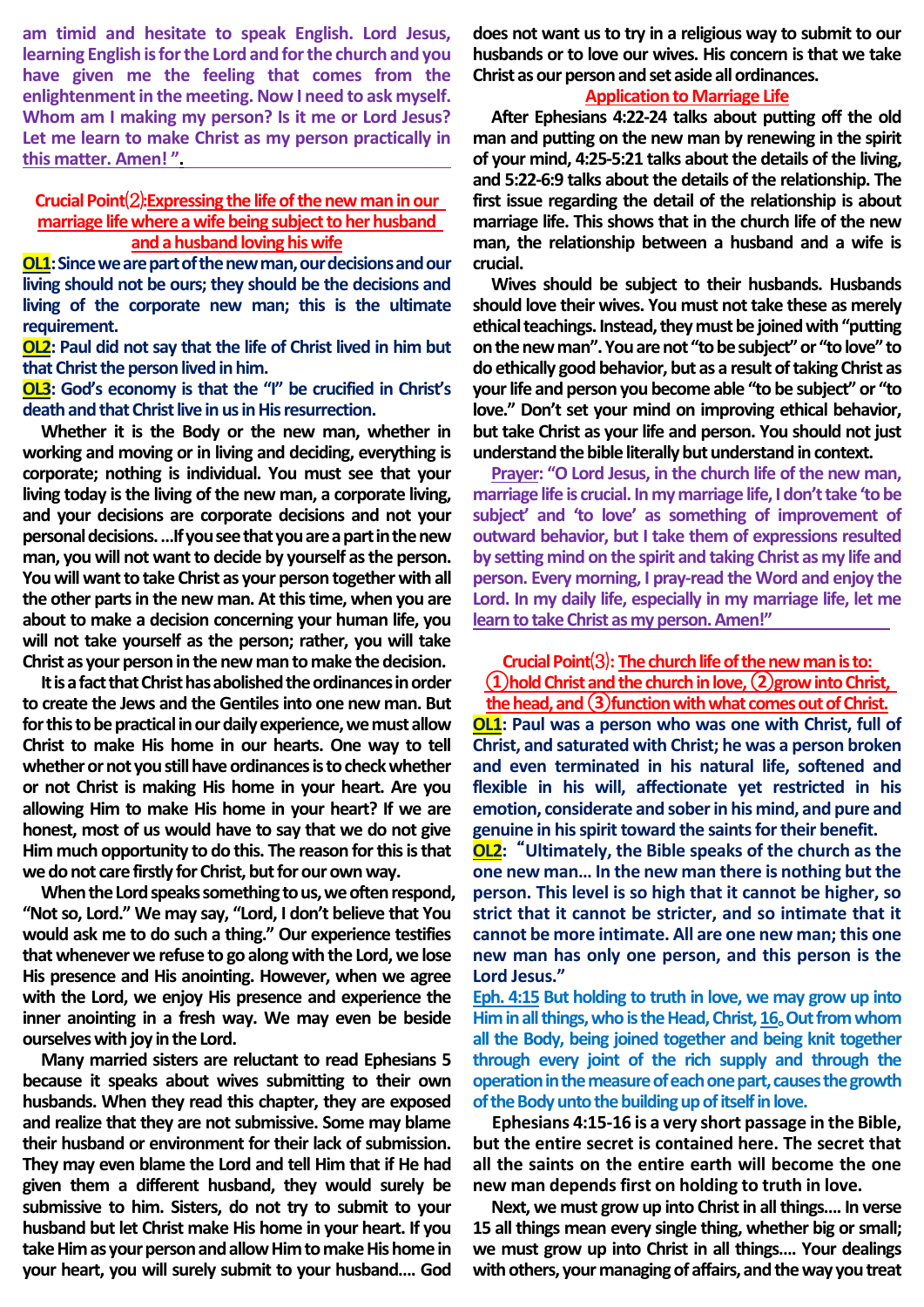am timid and hesitate to speak English. Lord Jesus, learning English is for the Lord and for the church and you have given me the feeling that comes from the enlightenment in the meeting. Now I need to ask myself. Whom am I making my person? Is it me or Lord Jesus? Let me learn to make Christ as my person practically in this matter. Amen! ".

## Crucial Point⑵:Expressing the life of the new man in our marriage life where a wife being subject to her husband and a husband loving his wife

**OL1: Since we are part of the new man, our decisions and our living should not be ours; they should be the decisions and living of the corporate new man; this is the ultimate requirement.**

**OL2: Paul did not say that the life of Christ lived in him but that Christ the person lived in him.**

**OL3: God's economy is that the "I" be crucified in Christ's death and that Christ live in us in His resurrection.**

Whether it is the Body or the new man, whether in working and moving or in living and deciding, everything is corporate; nothing is individual. You must see that your living today is the living of the new man, a corporate living, and your decisions are corporate decisions and not your personal decisions. ...If you see that you are a part in the new man, you will not want to decide by yourself as the person. You will want to take Christ as your person together with all the other parts in the new man. At this time, when you are about to make a decision concerning your human life, you will not take yourself as the person; rather, you will take Christ as your person in the new man to make the decision.

It is a fact that Christ has abolished the ordinances in order to create the Jews and the Gentiles into one new man. But for this to be practical in our daily experience, we must allow Christ to make His home in our hearts. One way to tell whether or not you still have ordinances is to check whether or not Christ is making His home in your heart. Are you allowing Him to make His home in your heart? If we are honest, most of us would have to say that we do not give Him much opportunity to do this. The reason for this is that we do not care firstly for Christ, but for our own way.

When the Lord speaks something to us, we often respond, "Not so, Lord." We may say, "Lord, I don't believe that You would ask me to do such a thing." Our experience testifies that whenever we refuse to go along with the Lord, we lose His presence and His anointing. However, when we agree with the Lord, we enjoy His presence and experience the inner anointing in a fresh way. We may even be beside ourselves with joy in the Lord.

Many married sisters are reluctant to read Ephesians 5 because it speaks about wives submitting to their own husbands. When they read this chapter, they are exposed and realize that they are not submissive. Some may blame their husband or environment for their lack of submission. They may even blame the Lord and tell Him that if He had given them a different husband, they would surely be submissive to him. Sisters, do not try to submit to your husband but let Christ make His home in your heart. If you take Him as your person and allow Him to make His home in your heart, you will surely submit to your husband.... God does not want us to try in a religious way to submit to our husbands or to love our wives. His concern is that we take Christ as our person and set aside all ordinances.

### Application to Marriage Life

After Ephesians 4:22-24 talks about putting off the old man and putting on the new man by renewing in the spirit of your mind, 4:25-5:21 talks about the details of the living, and 5:22-6:9 talks about the details of the relationship. The first issue regarding the detail of the relationship is about marriage life. This shows that in the church life of the new man, the relationship between a husband and a wife is crucial.

Wives should be subject to their husbands. Husbands should love their wives. You must not take these as merely ethical teachings. Instead, they must be joined with "putting on the new man". You are not "to be subject" or "to love" to do ethically good behavior, but as a result of taking Christ as your life and person you become able "to be subject" or "to love." Don't set your mind on improving ethical behavior, but take Christ as your life and person. You should not just understand the bible literally but understand in context.

Prayer: "O Lord Jesus, in the church life of the new man, marriage life is crucial. In my marriage life, I don't take 'to be subject' and 'to love' as something of improvement of outward behavior, but I take them of expressions resulted by setting mind on the spirit and taking Christ as my life and person. Every morning, I pray-read the Word and enjoy the Lord. In my daily life, especially in my marriage life, let me learn to take Christ as my person. Amen!"

## Crucial Point⑶: The church life of the new man is to: ①hold Christ and the church in love, ②grow into Christ, the head, and ③function with what comes out of Christ.

**OL1: Paul was a person who was one with Christ, full of Christ, and saturated with Christ; he was a person broken and even terminated in his natural life, softened and flexible in his will, affectionate yet restricted in his emotion, considerate and sober in his mind, and pure and genuine in his spirit toward the saints for their benefit.**

**OL2: "Ultimately, the Bible speaks of the church as the one new man... In the new man there is nothing but the person. This level is so high that it cannot be higher, so strict that it cannot be stricter, and so intimate that it cannot be more intimate. All are one new man; this one new man has only one person, and this person is the Lord Jesus."**

**Eph. 4:15 But holding to truth in love, we may grow up into Him in all things, who is the Head, Christ, 16. Out from whom all the Body, being joined together and being knit together through every joint of the rich supply and through the operation in the measure of each one part, causes the growth of the Body unto the building up of itself in love.**

Ephesians 4:15-16 is a very short passage in the Bible, but the entire secret is contained here. The secret that all the saints on the entire earth will become the one new man depends first on holding to truth in love.

Next, we must grow up into Christ in all things.... In verse 15 all things mean every single thing, whether big or small; we must grow up into Christ in all things.... Your dealings with others, your managing of affairs, and the way you treat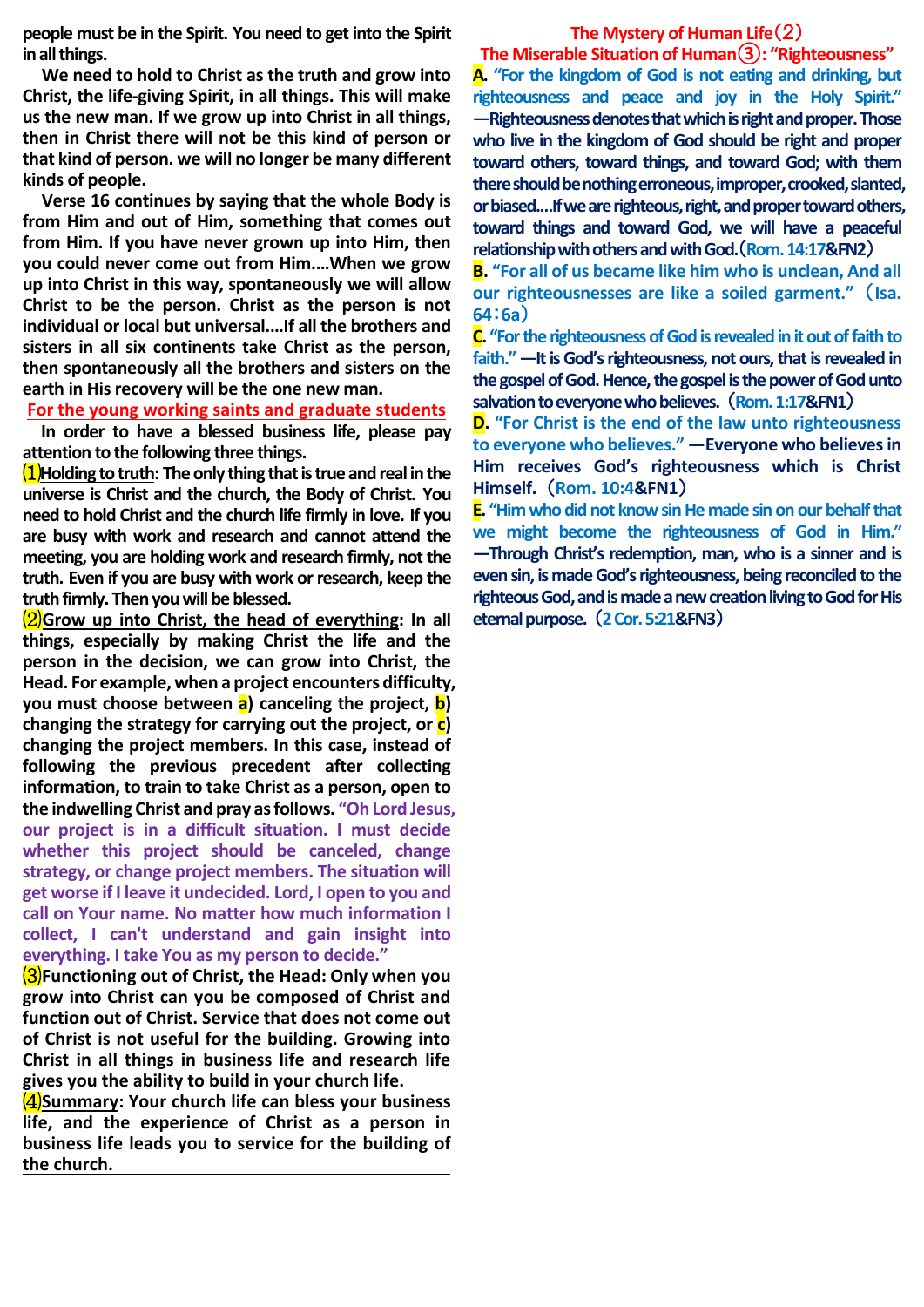people must be in the Spirit. You need to get into the Spirit in all things.

We need to hold to Christ as the truth and grow into Christ, the life-giving Spirit, in all things. This will make us the new man. If we grow up into Christ in all things, then in Christ there will not be this kind of person or that kind of person. we will no longer be many different kinds of people.

Verse 16 continues by saying that the whole Body is from Him and out of Him, something that comes out from Him. If you have never grown up into Him, then you could never come out from Him....When we grow up into Christ in this way, spontaneously we will allow Christ to be the person. Christ as the person is not individual or local but universal....If all the brothers and sisters in all six continents take Christ as the person, then spontaneously all the brothers and sisters on the earth in His recovery will be the one new man.

## For the young working saints and graduate students

In order to have a blessed business life, please pay attention to the following three things.

(1)**Holding to truth**: The only thing that is true and real in the universe is Christ and the church, the Body of Christ. You need to hold Christ and the church life firmly in love. If you are busy with work and research and cannot attend the meeting, you are holding work and research firmly, not the truth. Even if you are busy with work or research, keep the truth firmly. Then you will be blessed.

(2)**Grow up into Christ, the head of everything**: In all things, especially by making Christ the life and the person in the decision, we can grow into Christ, the Head. For example, when a project encounters difficulty, you must choose between a) canceling the project, b) changing the strategy for carrying out the project, or c) changing the project members. In this case, instead of following the previous precedent after collecting information, to train to take Christ as a person, open to the indwelling Christ and pray as follows. "Oh Lord Jesus, our project is in a difficult situation. I must decide whether this project should be canceled, change strategy, or change project members. The situation will get worse if I leave it undecided. Lord, I open to you and call on Your name. No matter how much information I collect, I can't understand and gain insight into everything. I take You as my person to decide."

(3)**Functioning out of Christ, the Head**: Only when you grow into Christ can you be composed of Christ and function out of Christ. Service that does not come out of Christ is not useful for the building. Growing into Christ in all things in business life and research life gives you the ability to build in your church life.

(4)**Summary**: Your church life can bless your business life, and the experience of Christ as a person in business life leads you to service for the building of the church.

## The Mystery of Human Life（2）
## The Miserable Situation of Human③: "Righteousness"

**A.** "For the kingdom of God is not eating and drinking, but righteousness and peace and joy in the Holy Spirit." —Righteousness denotes that which is right and proper. Those who live in the kingdom of God should be right and proper toward others, toward things, and toward God; with them there should be nothing erroneous, improper, crooked, slanted, or biased....If we are righteous, right, and proper toward others, toward things and toward God, we will have a peaceful relationship with others and with God.（Rom. 14:17&FN2）

**B.** "For all of us became like him who is unclean, And all our righteousnesses are like a soiled garment."（Isa. 64：6a）

**C.** "For the righteousness of God is revealed in it out of faith to faith." —It is God's righteousness, not ours, that is revealed in the gospel of God. Hence, the gospel is the power of God unto salvation to everyone who believes.（Rom. 1:17&FN1）

**D.** "For Christ is the end of the law unto righteousness to everyone who believes." —Everyone who believes in Him receives God's righteousness which is Christ Himself.（Rom. 10:4&FN1）

**E.** "Him who did not know sin He made sin on our behalf that we might become the righteousness of God in Him." —Through Christ's redemption, man, who is a sinner and is even sin, is made God's righteousness, being reconciled to the righteous God, and is made a new creation living to God for His eternal purpose.（2 Cor. 5:21&FN3）